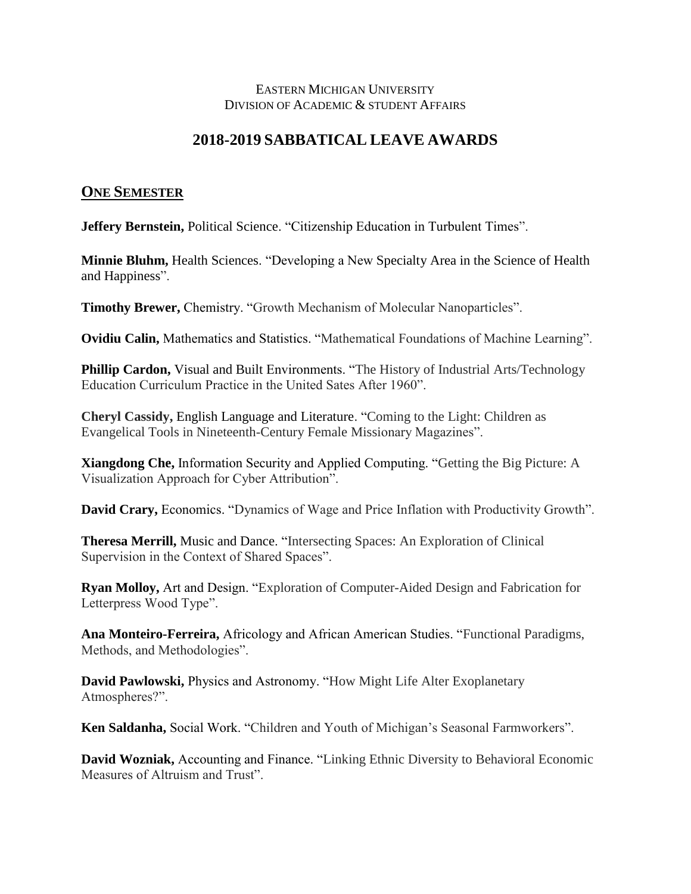EASTERN MICHIGAN UNIVERSITY
DIVISION OF ACADEMIC & STUDENT AFFAIRS

# 2018-2019 SABBATICAL LEAVE AWARDS

## ONE SEMESTER

**Jeffery Bernstein,** Political Science. "Citizenship Education in Turbulent Times".

**Minnie Bluhm,** Health Sciences. "Developing a New Specialty Area in the Science of Health and Happiness".

**Timothy Brewer,** Chemistry. "Growth Mechanism of Molecular Nanoparticles".

**Ovidiu Calin,** Mathematics and Statistics. "Mathematical Foundations of Machine Learning".

**Phillip Cardon,** Visual and Built Environments. "The History of Industrial Arts/Technology Education Curriculum Practice in the United Sates After 1960".

**Cheryl Cassidy,** English Language and Literature. "Coming to the Light: Children as Evangelical Tools in Nineteenth-Century Female Missionary Magazines".

**Xiangdong Che,** Information Security and Applied Computing. "Getting the Big Picture: A Visualization Approach for Cyber Attribution".

**David Crary,** Economics. "Dynamics of Wage and Price Inflation with Productivity Growth".

**Theresa Merrill,** Music and Dance. "Intersecting Spaces: An Exploration of Clinical Supervision in the Context of Shared Spaces".

**Ryan Molloy,** Art and Design. "Exploration of Computer-Aided Design and Fabrication for Letterpress Wood Type".

**Ana Monteiro-Ferreira,** Africology and African American Studies. "Functional Paradigms, Methods, and Methodologies".

**David Pawlowski,** Physics and Astronomy. "How Might Life Alter Exoplanetary Atmospheres?".

**Ken Saldanha,** Social Work. "Children and Youth of Michigan's Seasonal Farmworkers".

**David Wozniak,** Accounting and Finance. "Linking Ethnic Diversity to Behavioral Economic Measures of Altruism and Trust".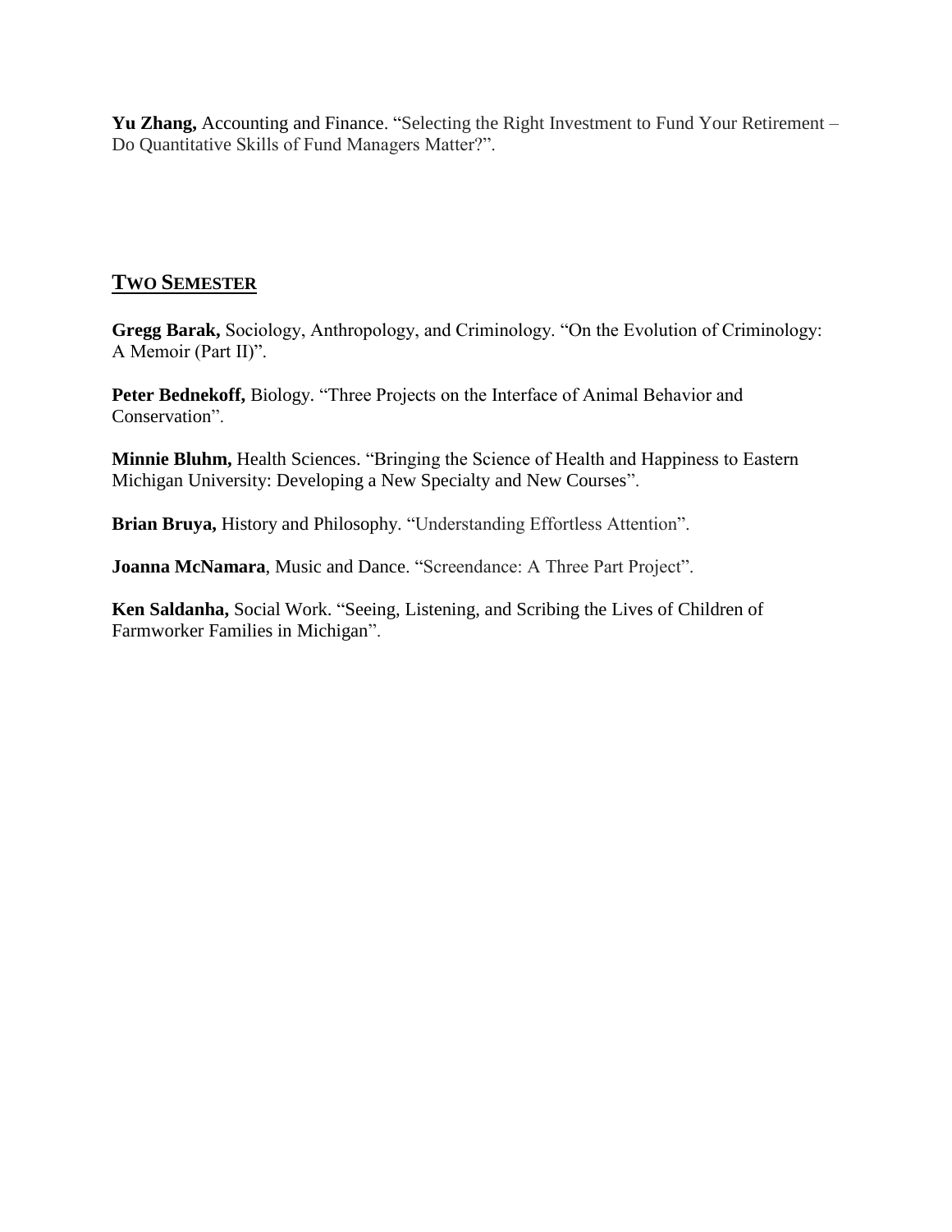**Yu Zhang,** Accounting and Finance. "Selecting the Right Investment to Fund Your Retirement – Do Quantitative Skills of Fund Managers Matter?".

## TWO SEMESTER

**Gregg Barak,** Sociology, Anthropology, and Criminology. "On the Evolution of Criminology: A Memoir (Part II)".

**Peter Bednekoff,** Biology. "Three Projects on the Interface of Animal Behavior and Conservation".

**Minnie Bluhm,** Health Sciences. "Bringing the Science of Health and Happiness to Eastern Michigan University: Developing a New Specialty and New Courses".

**Brian Bruya,** History and Philosophy. "Understanding Effortless Attention".

**Joanna McNamara**, Music and Dance. "Screendance: A Three Part Project".

**Ken Saldanha,** Social Work. "Seeing, Listening, and Scribing the Lives of Children of Farmworker Families in Michigan".